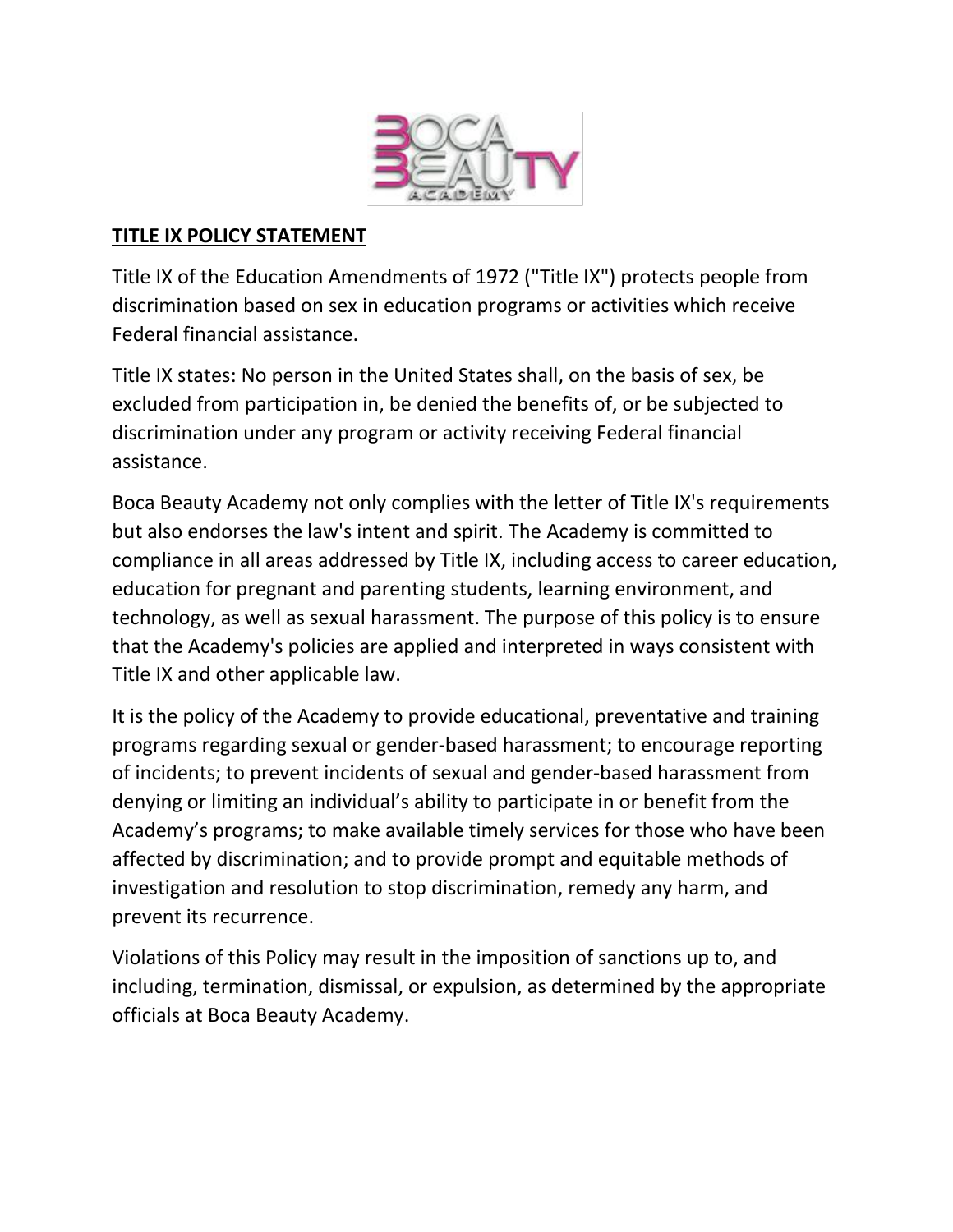## TITLE IX POLICY STATEMENT

Title IX of the Education Amendments of 1972 ("Title IX") protects people from discrimination based on sex in education programs or activities which receive Federal financial assistance.

Title IX states: No person in the United States shall, on the basis of sex, be excluded from participation in, be denied the benefits of, or be subjected to discrimination under any program or activity receiving Federal financial assistance.

Boca Beauty Academy not only complies with the letter of Title IX's requirements but also endorses the law's intent and spirit. The Academy is committed to compliance in all areas addressed by Title IX, including access to career education, education for pregnant and parenting students, learning environment, and technology, as well as sexual harassment. The purpose of this policy is to ensure that the Academy's policies are applied and interpreted in ways consistent with Title IX and other applicable law.

It is the policy of the Academy to provide educational, preventative and training programs regarding sexual or gender-based harassment; to encourage reporting of incidents; to prevent incidents of sexual and gender-based harassment from denying or limiting an individual's ability to participate in or benefit from the Academy's programs; to make available timely services for those who have been affected by discrimination; and to provide prompt and equitable methods of investigation and resolution to stop discrimination, remedy any harm, and prevent its recurrence.

Violations of this Policy may result in the imposition of sanctions up to, and including, termination, dismissal, or expulsion, as determined by the appropriate officials at Boca Beauty Academy.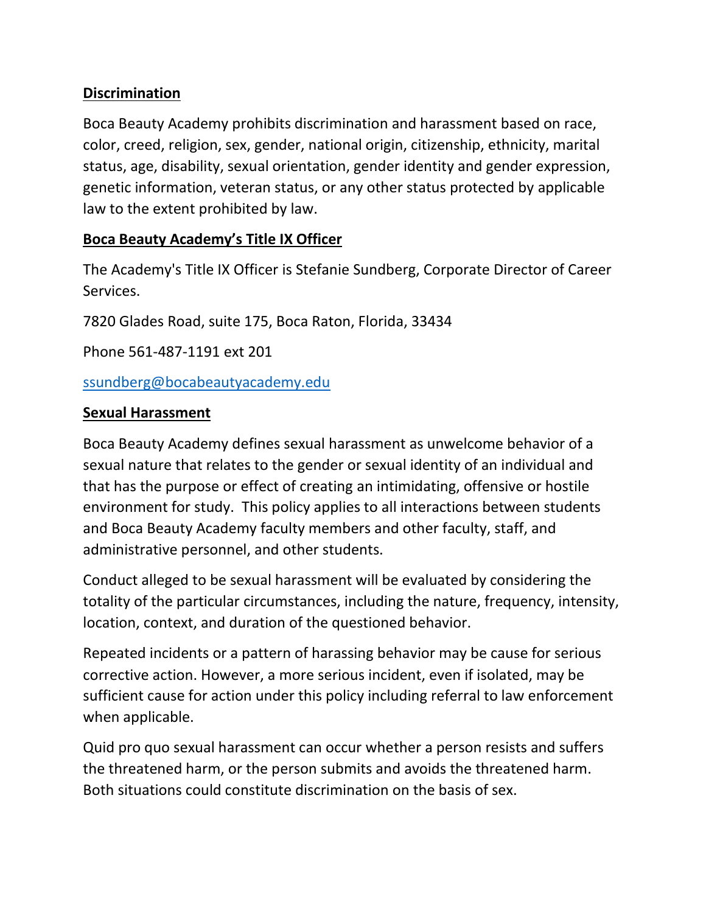**Discrimination**

Boca Beauty Academy prohibits discrimination and harassment based on race, color, creed, religion, sex, gender, national origin, citizenship, ethnicity, marital status, age, disability, sexual orientation, gender identity and gender expression, genetic information, veteran status, or any other status protected by applicable law to the extent prohibited by law.

**Boca Beauty Academy's Title IX Officer**

The Academy's Title IX Officer is Stefanie Sundberg, Corporate Director of Career Services.

7820 Glades Road, suite 175, Boca Raton, Florida, 33434

Phone 561-487-1191 ext 201

ssundberg@bocabeautyacademy.edu

**Sexual Harassment**

Boca Beauty Academy defines sexual harassment as unwelcome behavior of a sexual nature that relates to the gender or sexual identity of an individual and that has the purpose or effect of creating an intimidating, offensive or hostile environment for study. This policy applies to all interactions between students and Boca Beauty Academy faculty members and other faculty, staff, and administrative personnel, and other students.

Conduct alleged to be sexual harassment will be evaluated by considering the totality of the particular circumstances, including the nature, frequency, intensity, location, context, and duration of the questioned behavior.

Repeated incidents or a pattern of harassing behavior may be cause for serious corrective action. However, a more serious incident, even if isolated, may be sufficient cause for action under this policy including referral to law enforcement when applicable.

Quid pro quo sexual harassment can occur whether a person resists and suffers the threatened harm, or the person submits and avoids the threatened harm. Both situations could constitute discrimination on the basis of sex.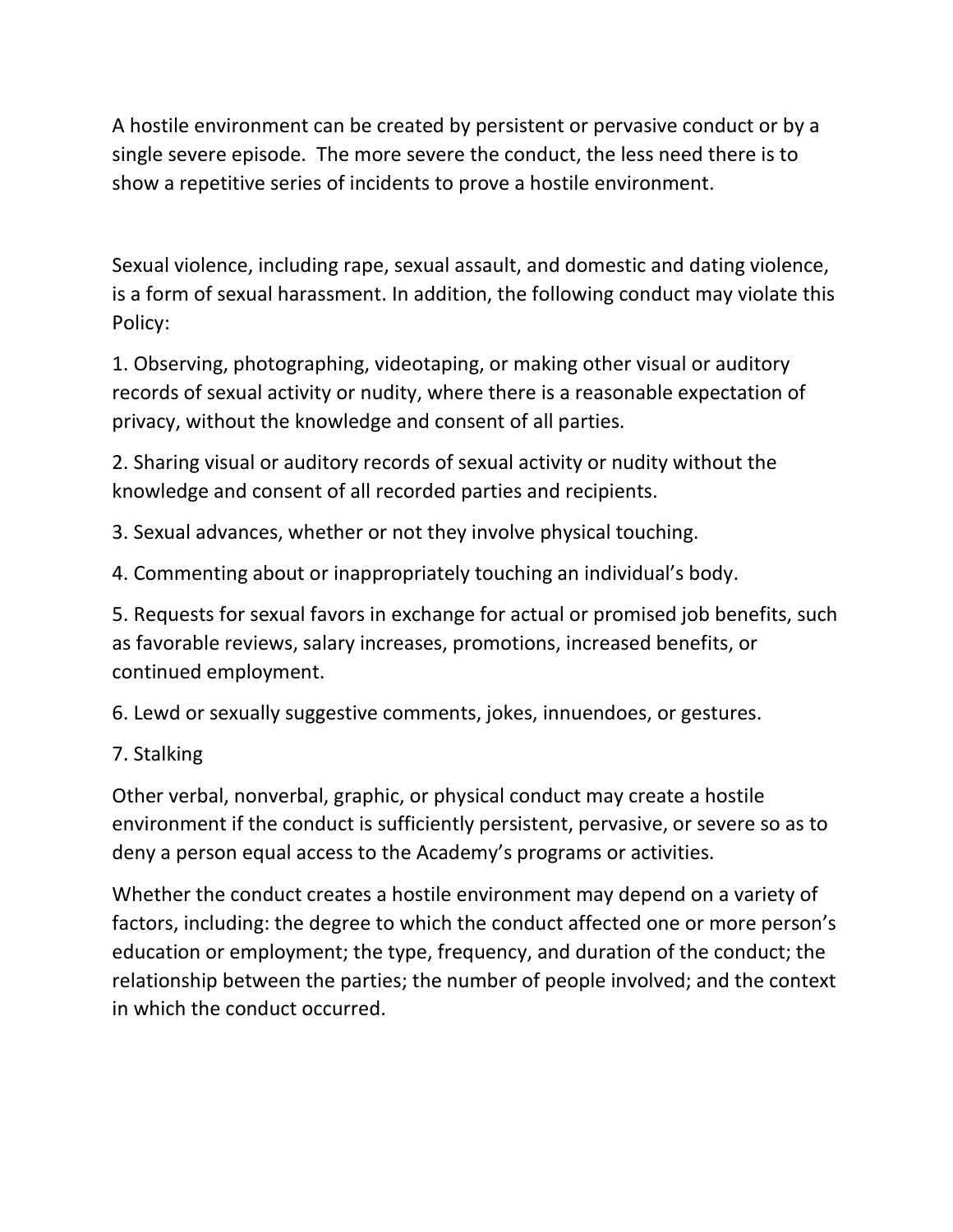A hostile environment can be created by persistent or pervasive conduct or by a single severe episode.  The more severe the conduct, the less need there is to show a repetitive series of incidents to prove a hostile environment.

Sexual violence, including rape, sexual assault, and domestic and dating violence, is a form of sexual harassment. In addition, the following conduct may violate this Policy:

1. Observing, photographing, videotaping, or making other visual or auditory records of sexual activity or nudity, where there is a reasonable expectation of privacy, without the knowledge and consent of all parties.

2. Sharing visual or auditory records of sexual activity or nudity without the knowledge and consent of all recorded parties and recipients.

3. Sexual advances, whether or not they involve physical touching.

4. Commenting about or inappropriately touching an individual's body.

5. Requests for sexual favors in exchange for actual or promised job benefits, such as favorable reviews, salary increases, promotions, increased benefits, or continued employment.

6. Lewd or sexually suggestive comments, jokes, innuendoes, or gestures.

7. Stalking

Other verbal, nonverbal, graphic, or physical conduct may create a hostile environment if the conduct is sufficiently persistent, pervasive, or severe so as to deny a person equal access to the Academy's programs or activities.

Whether the conduct creates a hostile environment may depend on a variety of factors, including: the degree to which the conduct affected one or more person's education or employment; the type, frequency, and duration of the conduct; the relationship between the parties; the number of people involved; and the context in which the conduct occurred.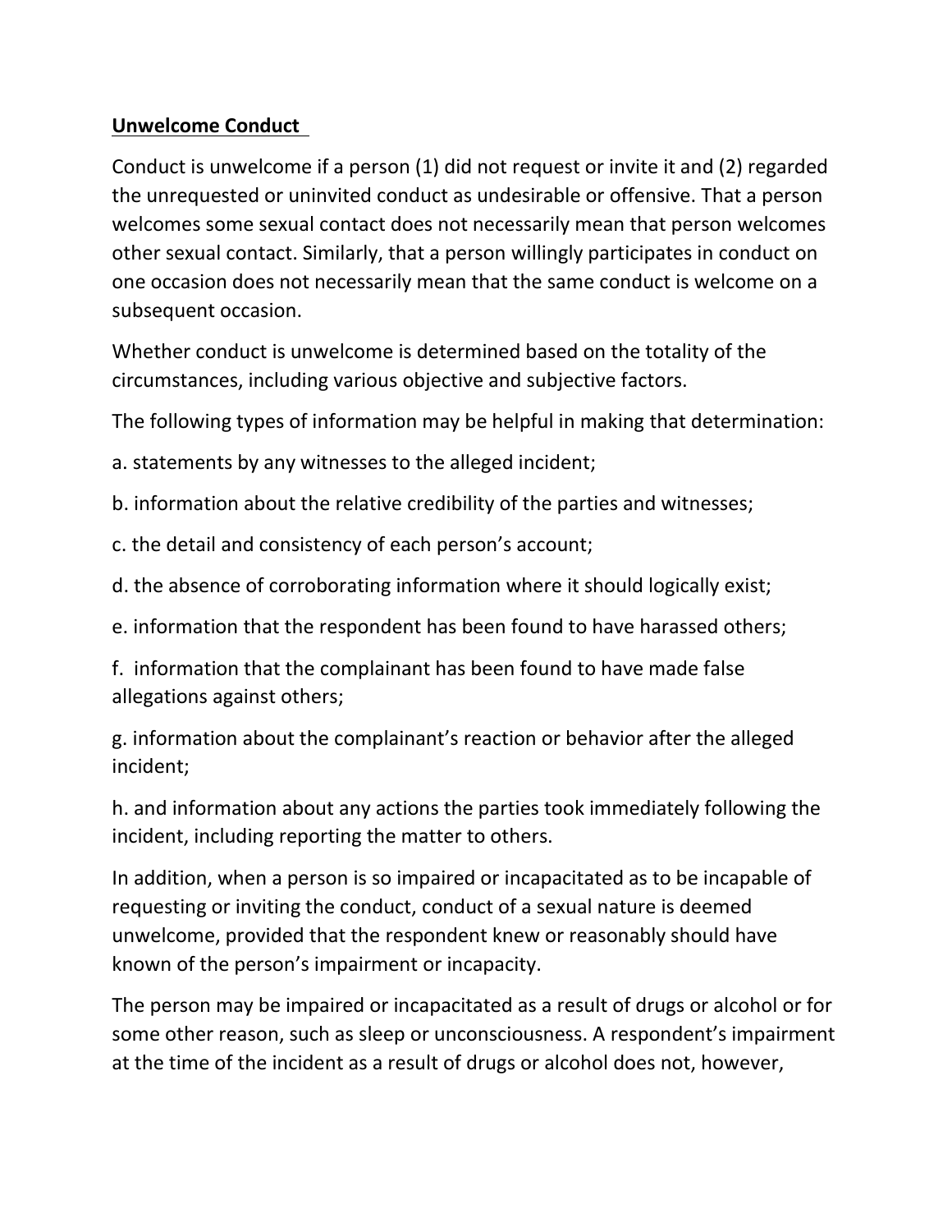**Unwelcome Conduct**

Conduct is unwelcome if a person (1) did not request or invite it and (2) regarded the unrequested or uninvited conduct as undesirable or offensive. That a person welcomes some sexual contact does not necessarily mean that person welcomes other sexual contact. Similarly, that a person willingly participates in conduct on one occasion does not necessarily mean that the same conduct is welcome on a subsequent occasion.

Whether conduct is unwelcome is determined based on the totality of the circumstances, including various objective and subjective factors.

The following types of information may be helpful in making that determination:

a. statements by any witnesses to the alleged incident;

b. information about the relative credibility of the parties and witnesses;

c. the detail and consistency of each person's account;

d. the absence of corroborating information where it should logically exist;

e. information that the respondent has been found to have harassed others;

f. information that the complainant has been found to have made false allegations against others;

g. information about the complainant's reaction or behavior after the alleged incident;

h. and information about any actions the parties took immediately following the incident, including reporting the matter to others.

In addition, when a person is so impaired or incapacitated as to be incapable of requesting or inviting the conduct, conduct of a sexual nature is deemed unwelcome, provided that the respondent knew or reasonably should have known of the person's impairment or incapacity.

The person may be impaired or incapacitated as a result of drugs or alcohol or for some other reason, such as sleep or unconsciousness. A respondent's impairment at the time of the incident as a result of drugs or alcohol does not, however,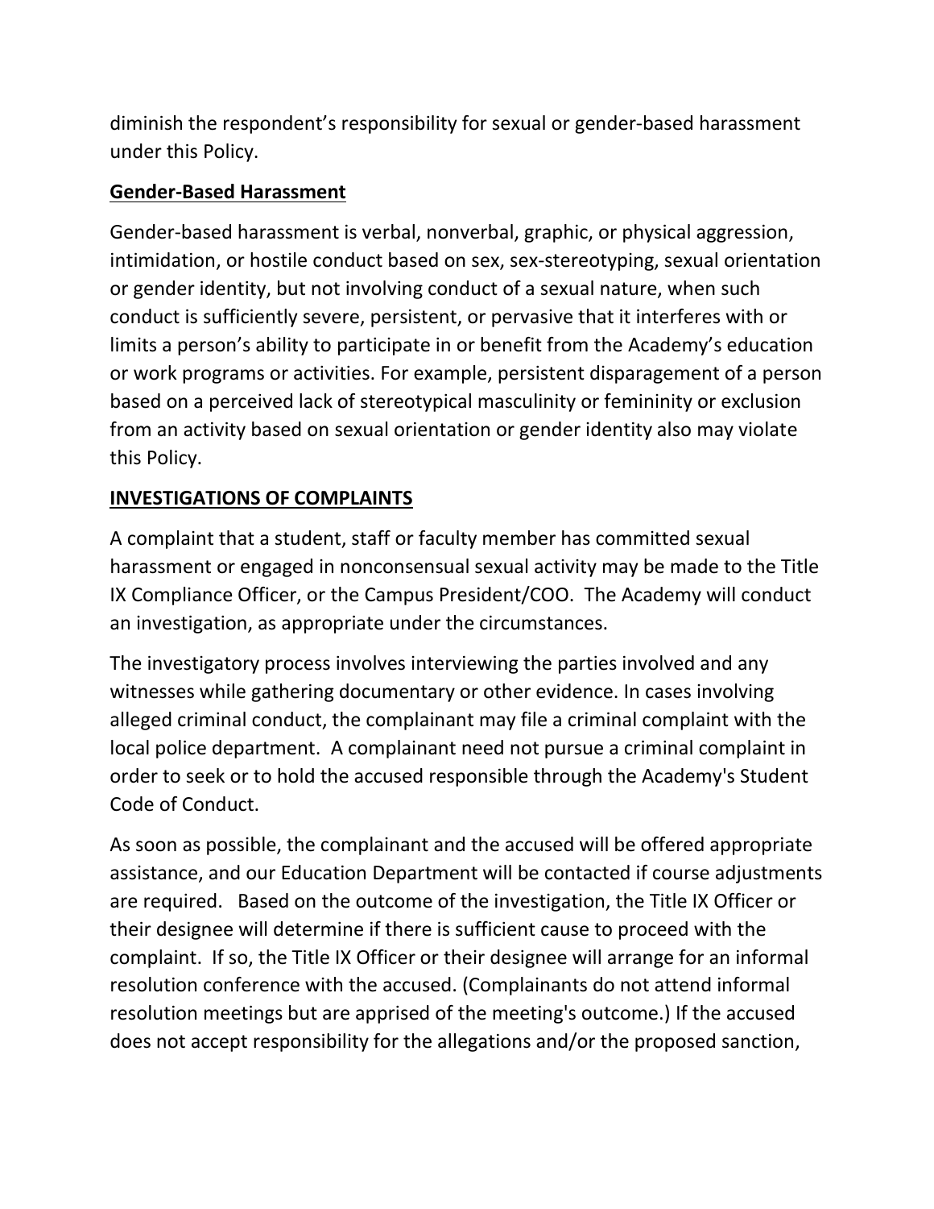diminish the respondent's responsibility for sexual or gender-based harassment under this Policy.

**Gender-Based Harassment**

Gender-based harassment is verbal, nonverbal, graphic, or physical aggression, intimidation, or hostile conduct based on sex, sex-stereotyping, sexual orientation or gender identity, but not involving conduct of a sexual nature, when such conduct is sufficiently severe, persistent, or pervasive that it interferes with or limits a person's ability to participate in or benefit from the Academy's education or work programs or activities. For example, persistent disparagement of a person based on a perceived lack of stereotypical masculinity or femininity or exclusion from an activity based on sexual orientation or gender identity also may violate this Policy.

**INVESTIGATIONS OF COMPLAINTS**

A complaint that a student, staff or faculty member has committed sexual harassment or engaged in nonconsensual sexual activity may be made to the Title IX Compliance Officer, or the Campus President/COO. The Academy will conduct an investigation, as appropriate under the circumstances.

The investigatory process involves interviewing the parties involved and any witnesses while gathering documentary or other evidence. In cases involving alleged criminal conduct, the complainant may file a criminal complaint with the local police department. A complainant need not pursue a criminal complaint in order to seek or to hold the accused responsible through the Academy's Student Code of Conduct.

As soon as possible, the complainant and the accused will be offered appropriate assistance, and our Education Department will be contacted if course adjustments are required. Based on the outcome of the investigation, the Title IX Officer or their designee will determine if there is sufficient cause to proceed with the complaint. If so, the Title IX Officer or their designee will arrange for an informal resolution conference with the accused. (Complainants do not attend informal resolution meetings but are apprised of the meeting's outcome.) If the accused does not accept responsibility for the allegations and/or the proposed sanction,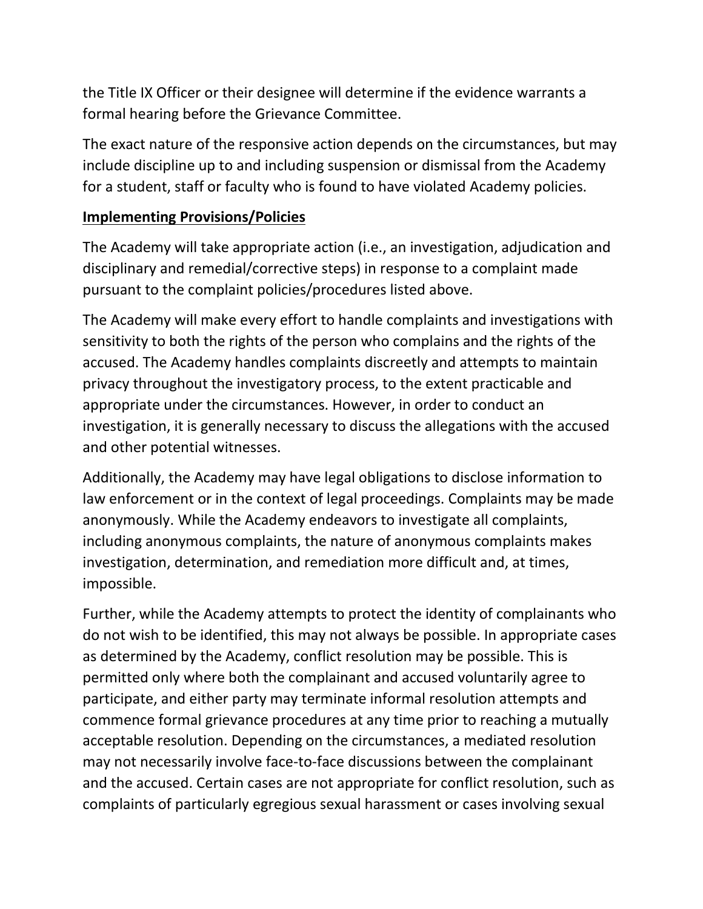the Title IX Officer or their designee will determine if the evidence warrants a formal hearing before the Grievance Committee.

The exact nature of the responsive action depends on the circumstances, but may include discipline up to and including suspension or dismissal from the Academy for a student, staff or faculty who is found to have violated Academy policies.

**Implementing Provisions/Policies**

The Academy will take appropriate action (i.e., an investigation, adjudication and disciplinary and remedial/corrective steps) in response to a complaint made pursuant to the complaint policies/procedures listed above.

The Academy will make every effort to handle complaints and investigations with sensitivity to both the rights of the person who complains and the rights of the accused. The Academy handles complaints discreetly and attempts to maintain privacy throughout the investigatory process, to the extent practicable and appropriate under the circumstances. However, in order to conduct an investigation, it is generally necessary to discuss the allegations with the accused and other potential witnesses.

Additionally, the Academy may have legal obligations to disclose information to law enforcement or in the context of legal proceedings. Complaints may be made anonymously. While the Academy endeavors to investigate all complaints, including anonymous complaints, the nature of anonymous complaints makes investigation, determination, and remediation more difficult and, at times, impossible.

Further, while the Academy attempts to protect the identity of complainants who do not wish to be identified, this may not always be possible. In appropriate cases as determined by the Academy, conflict resolution may be possible. This is permitted only where both the complainant and accused voluntarily agree to participate, and either party may terminate informal resolution attempts and commence formal grievance procedures at any time prior to reaching a mutually acceptable resolution. Depending on the circumstances, a mediated resolution may not necessarily involve face-to-face discussions between the complainant and the accused. Certain cases are not appropriate for conflict resolution, such as complaints of particularly egregious sexual harassment or cases involving sexual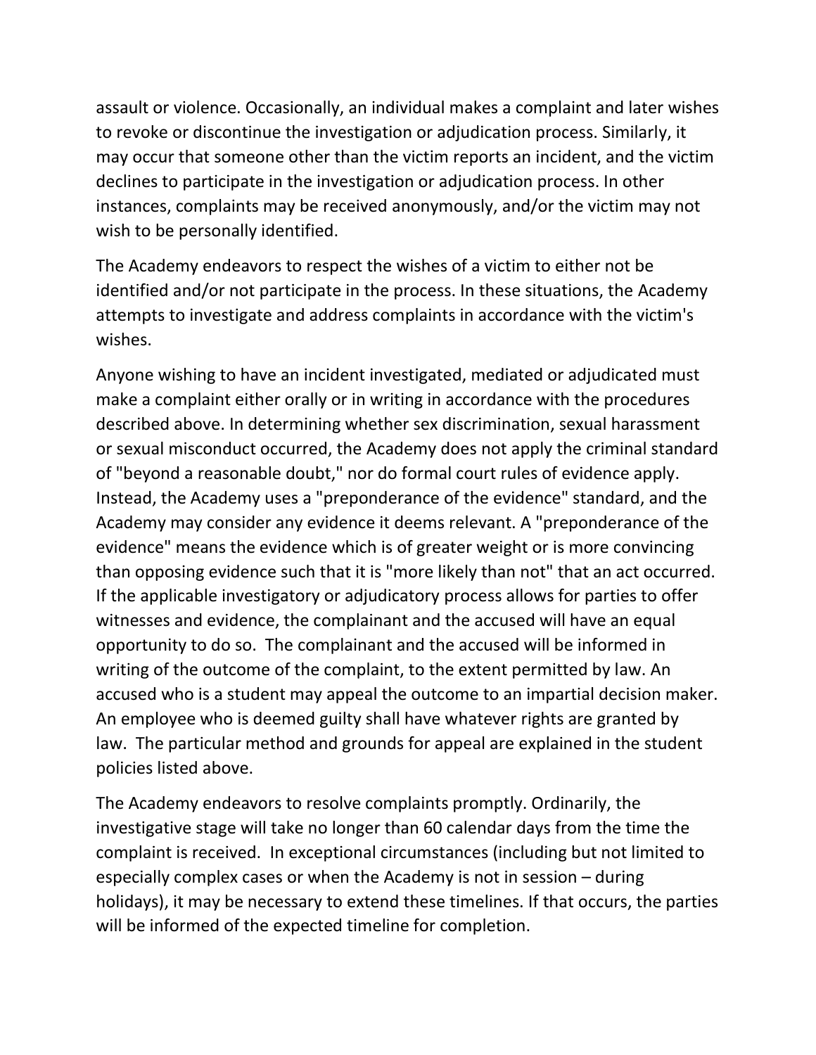assault or violence. Occasionally, an individual makes a complaint and later wishes to revoke or discontinue the investigation or adjudication process. Similarly, it may occur that someone other than the victim reports an incident, and the victim declines to participate in the investigation or adjudication process. In other instances, complaints may be received anonymously, and/or the victim may not wish to be personally identified.

The Academy endeavors to respect the wishes of a victim to either not be identified and/or not participate in the process. In these situations, the Academy attempts to investigate and address complaints in accordance with the victim's wishes.

Anyone wishing to have an incident investigated, mediated or adjudicated must make a complaint either orally or in writing in accordance with the procedures described above. In determining whether sex discrimination, sexual harassment or sexual misconduct occurred, the Academy does not apply the criminal standard of "beyond a reasonable doubt," nor do formal court rules of evidence apply. Instead, the Academy uses a "preponderance of the evidence" standard, and the Academy may consider any evidence it deems relevant. A "preponderance of the evidence" means the evidence which is of greater weight or is more convincing than opposing evidence such that it is "more likely than not" that an act occurred. If the applicable investigatory or adjudicatory process allows for parties to offer witnesses and evidence, the complainant and the accused will have an equal opportunity to do so. The complainant and the accused will be informed in writing of the outcome of the complaint, to the extent permitted by law. An accused who is a student may appeal the outcome to an impartial decision maker. An employee who is deemed guilty shall have whatever rights are granted by law. The particular method and grounds for appeal are explained in the student policies listed above.

The Academy endeavors to resolve complaints promptly. Ordinarily, the investigative stage will take no longer than 60 calendar days from the time the complaint is received. In exceptional circumstances (including but not limited to especially complex cases or when the Academy is not in session – during holidays), it may be necessary to extend these timelines. If that occurs, the parties will be informed of the expected timeline for completion.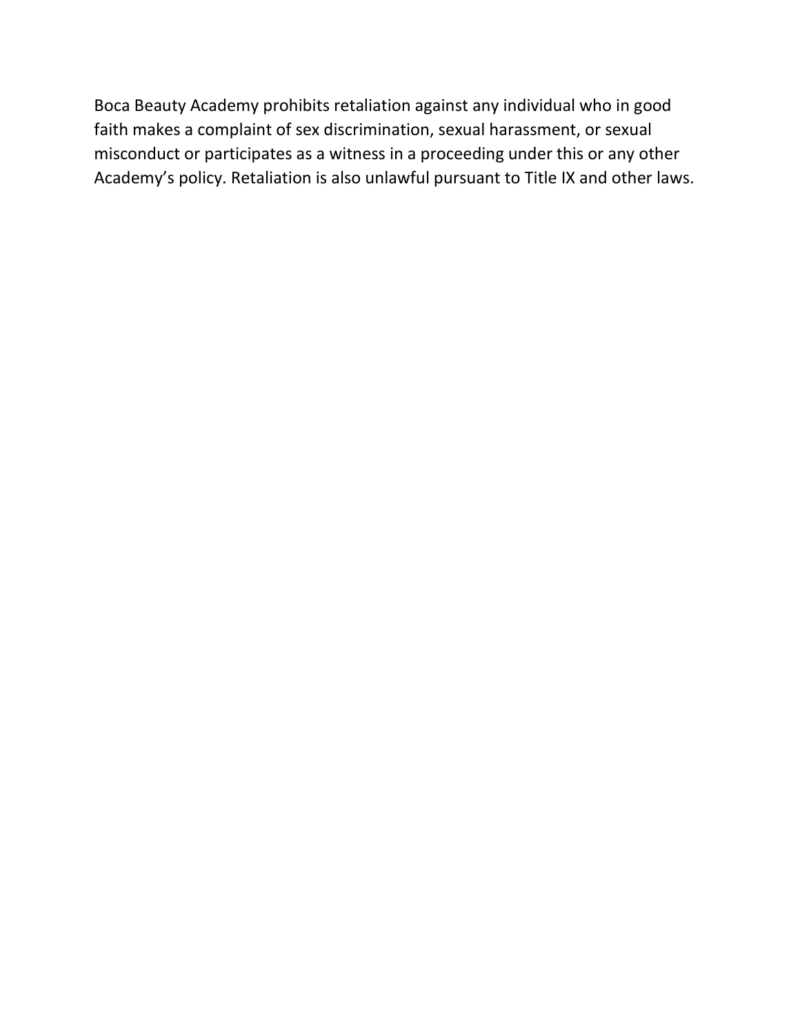Boca Beauty Academy prohibits retaliation against any individual who in good faith makes a complaint of sex discrimination, sexual harassment, or sexual misconduct or participates as a witness in a proceeding under this or any other Academy's policy. Retaliation is also unlawful pursuant to Title IX and other laws.